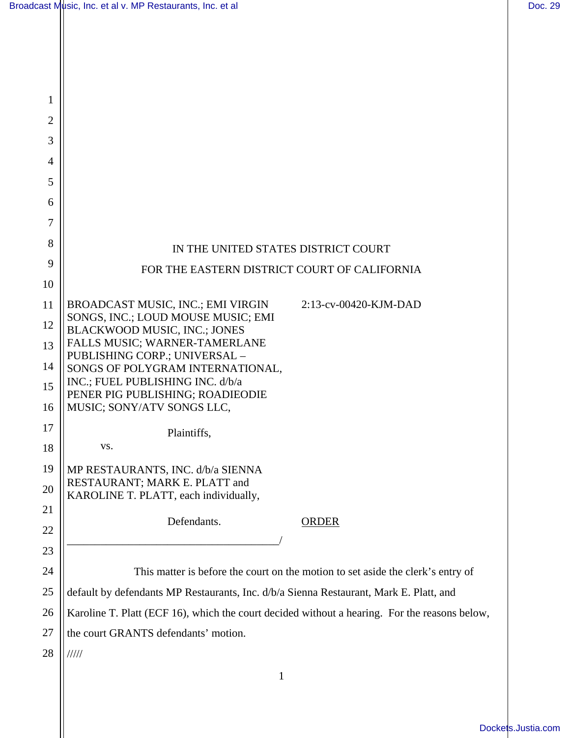IN THE UNITED STATES DISTRICT COURT

FOR THE EASTERN DISTRICT COURT OF CALIFORNIA

BROADCAST MUSIC, INC.; EMI VIRGIN SONGS, INC.; LOUD MOUSE MUSIC; EMI BLACKWOOD MUSIC, INC.; JONES FALLS MUSIC; WARNER-TAMERLANE PUBLISHING CORP.; UNIVERSAL – SONGS OF POLYGRAM INTERNATIONAL, INC.; FUEL PUBLISHING INC. d/b/a PENER PIG PUBLISHING; ROADIEODIE MUSIC; SONY/ATV SONGS LLC,

Plaintiffs,

vs.

MP RESTAURANTS, INC. d/b/a SIENNA RESTAURANT; MARK E. PLATT and KAROLINE T. PLATT, each individually,

Defendants.

2:13-cv-00420-KJM-DAD

ORDER

This matter is before the court on the motion to set aside the clerk's entry of default by defendants MP Restaurants, Inc. d/b/a Sienna Restaurant, Mark E. Platt, and Karoline T. Platt (ECF 16), which the court decided without a hearing. For the reasons below, the court GRANTS defendants' motion.

/////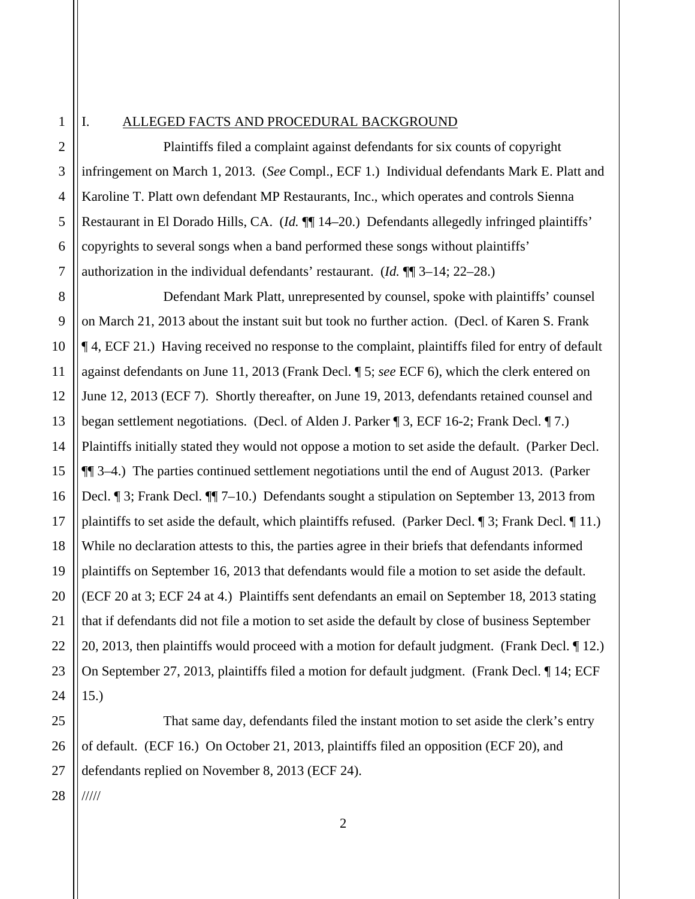## I. ALLEGED FACTS AND PROCEDURAL BACKGROUND

Plaintiffs filed a complaint against defendants for six counts of copyright infringement on March 1, 2013. (*See* Compl., ECF 1.) Individual defendants Mark E. Platt and Karoline T. Platt own defendant MP Restaurants, Inc., which operates and controls Sienna Restaurant in El Dorado Hills, CA. (*Id.* ¶¶ 14–20.) Defendants allegedly infringed plaintiffs' copyrights to several songs when a band performed these songs without plaintiffs' authorization in the individual defendants' restaurant. (*Id.* ¶¶ 3–14; 22–28.)

Defendant Mark Platt, unrepresented by counsel, spoke with plaintiffs' counsel on March 21, 2013 about the instant suit but took no further action. (Decl. of Karen S. Frank ¶ 4, ECF 21.) Having received no response to the complaint, plaintiffs filed for entry of default against defendants on June 11, 2013 (Frank Decl. ¶ 5; *see* ECF 6), which the clerk entered on June 12, 2013 (ECF 7). Shortly thereafter, on June 19, 2013, defendants retained counsel and began settlement negotiations. (Decl. of Alden J. Parker ¶ 3, ECF 16-2; Frank Decl. ¶ 7.) Plaintiffs initially stated they would not oppose a motion to set aside the default. (Parker Decl. ¶¶ 3–4.) The parties continued settlement negotiations until the end of August 2013. (Parker Decl. ¶ 3; Frank Decl. ¶¶ 7–10.) Defendants sought a stipulation on September 13, 2013 from plaintiffs to set aside the default, which plaintiffs refused. (Parker Decl. ¶ 3; Frank Decl. ¶ 11.) While no declaration attests to this, the parties agree in their briefs that defendants informed plaintiffs on September 16, 2013 that defendants would file a motion to set aside the default. (ECF 20 at 3; ECF 24 at 4.) Plaintiffs sent defendants an email on September 18, 2013 stating that if defendants did not file a motion to set aside the default by close of business September 20, 2013, then plaintiffs would proceed with a motion for default judgment. (Frank Decl. ¶ 12.) On September 27, 2013, plaintiffs filed a motion for default judgment. (Frank Decl. ¶ 14; ECF 15.)

That same day, defendants filed the instant motion to set aside the clerk's entry of default. (ECF 16.) On October 21, 2013, plaintiffs filed an opposition (ECF 20), and defendants replied on November 8, 2013 (ECF 24).

/////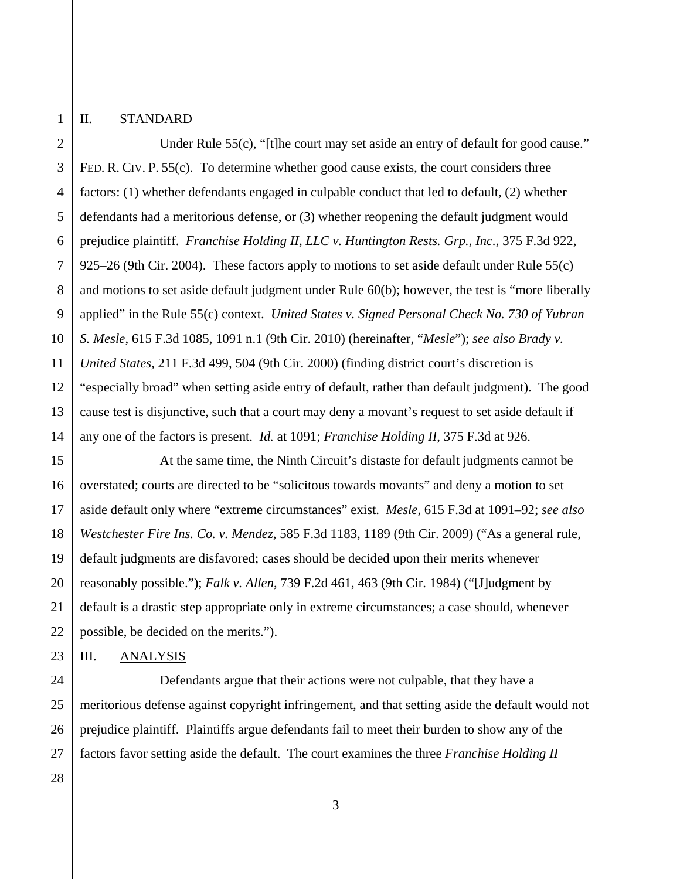## II. STANDARD

Under Rule 55(c), "[t]he court may set aside an entry of default for good cause." FED. R. CIV. P. 55(c). To determine whether good cause exists, the court considers three factors: (1) whether defendants engaged in culpable conduct that led to default, (2) whether defendants had a meritorious defense, or (3) whether reopening the default judgment would prejudice plaintiff. *Franchise Holding II, LLC v. Huntington Rests. Grp., Inc.*, 375 F.3d 922, 925–26 (9th Cir. 2004). These factors apply to motions to set aside default under Rule 55(c) and motions to set aside default judgment under Rule 60(b); however, the test is "more liberally applied" in the Rule 55(c) context. *United States v. Signed Personal Check No. 730 of Yubran S. Mesle*, 615 F.3d 1085, 1091 n.1 (9th Cir. 2010) (hereinafter, "*Mesle*"); *see also Brady v. United States*, 211 F.3d 499, 504 (9th Cir. 2000) (finding district court's discretion is "especially broad" when setting aside entry of default, rather than default judgment). The good cause test is disjunctive, such that a court may deny a movant's request to set aside default if any one of the factors is present. *Id.* at 1091; *Franchise Holding II*, 375 F.3d at 926.

At the same time, the Ninth Circuit's distaste for default judgments cannot be overstated; courts are directed to be "solicitous towards movants" and deny a motion to set aside default only where "extreme circumstances" exist. *Mesle*, 615 F.3d at 1091–92; *see also Westchester Fire Ins. Co. v. Mendez*, 585 F.3d 1183, 1189 (9th Cir. 2009) ("As a general rule, default judgments are disfavored; cases should be decided upon their merits whenever reasonably possible."); *Falk v. Allen*, 739 F.2d 461, 463 (9th Cir. 1984) ("[J]udgment by default is a drastic step appropriate only in extreme circumstances; a case should, whenever possible, be decided on the merits.").

## III. ANALYSIS

Defendants argue that their actions were not culpable, that they have a meritorious defense against copyright infringement, and that setting aside the default would not prejudice plaintiff. Plaintiffs argue defendants fail to meet their burden to show any of the factors favor setting aside the default. The court examines the three *Franchise Holding II*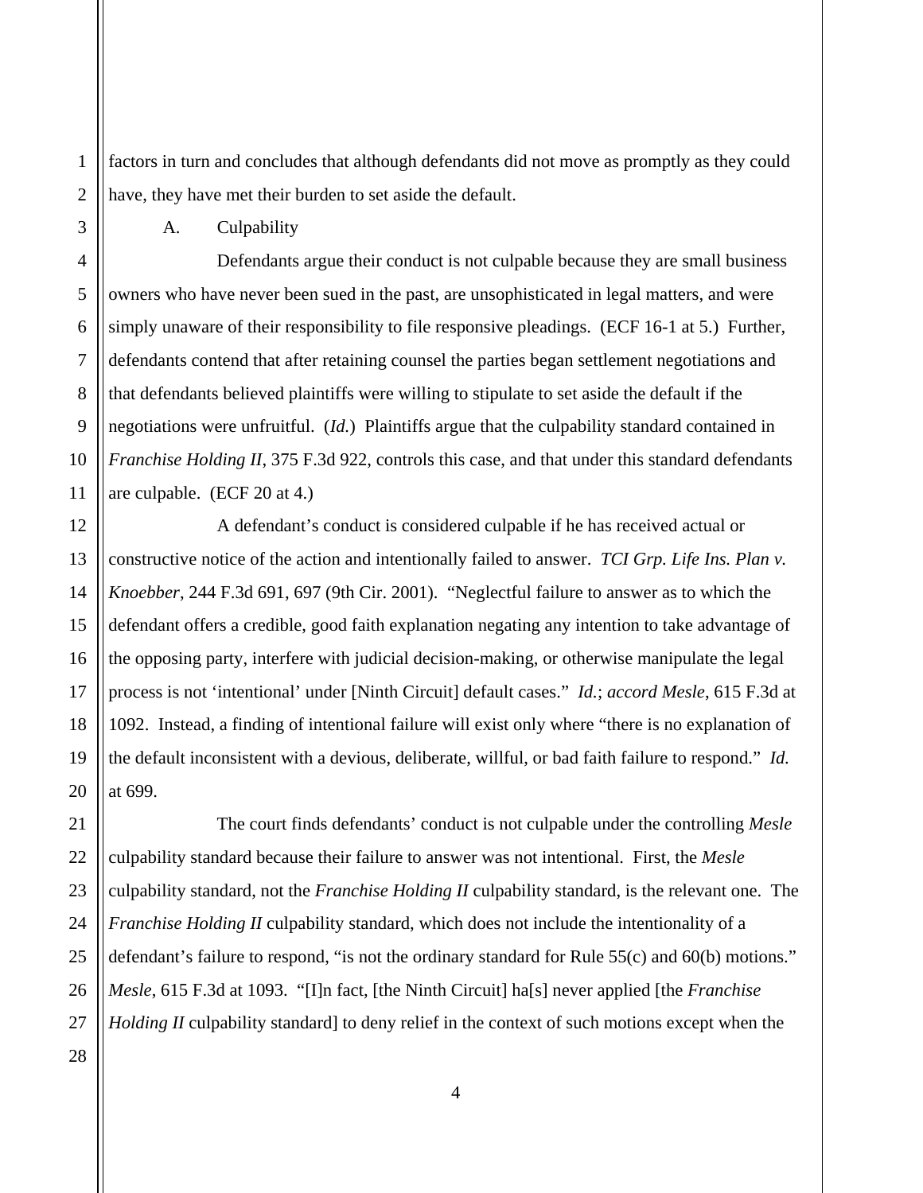factors in turn and concludes that although defendants did not move as promptly as they could have, they have met their burden to set aside the default.

A. Culpability

Defendants argue their conduct is not culpable because they are small business owners who have never been sued in the past, are unsophisticated in legal matters, and were simply unaware of their responsibility to file responsive pleadings. (ECF 16-1 at 5.) Further, defendants contend that after retaining counsel the parties began settlement negotiations and that defendants believed plaintiffs were willing to stipulate to set aside the default if the negotiations were unfruitful. (*Id.*) Plaintiffs argue that the culpability standard contained in *Franchise Holding II*, 375 F.3d 922, controls this case, and that under this standard defendants are culpable. (ECF 20 at 4.)

A defendant's conduct is considered culpable if he has received actual or constructive notice of the action and intentionally failed to answer. *TCI Grp. Life Ins. Plan v. Knoebber*, 244 F.3d 691, 697 (9th Cir. 2001). "Neglectful failure to answer as to which the defendant offers a credible, good faith explanation negating any intention to take advantage of the opposing party, interfere with judicial decision-making, or otherwise manipulate the legal process is not 'intentional' under [Ninth Circuit] default cases." *Id.*; *accord Mesle*, 615 F.3d at 1092. Instead, a finding of intentional failure will exist only where "there is no explanation of the default inconsistent with a devious, deliberate, willful, or bad faith failure to respond." *Id.* at 699.

The court finds defendants' conduct is not culpable under the controlling *Mesle* culpability standard because their failure to answer was not intentional. First, the *Mesle* culpability standard, not the *Franchise Holding II* culpability standard, is the relevant one. The *Franchise Holding II* culpability standard, which does not include the intentionality of a defendant's failure to respond, "is not the ordinary standard for Rule 55(c) and 60(b) motions." *Mesle*, 615 F.3d at 1093. "[I]n fact, [the Ninth Circuit] ha[s] never applied [the *Franchise Holding II* culpability standard] to deny relief in the context of such motions except when the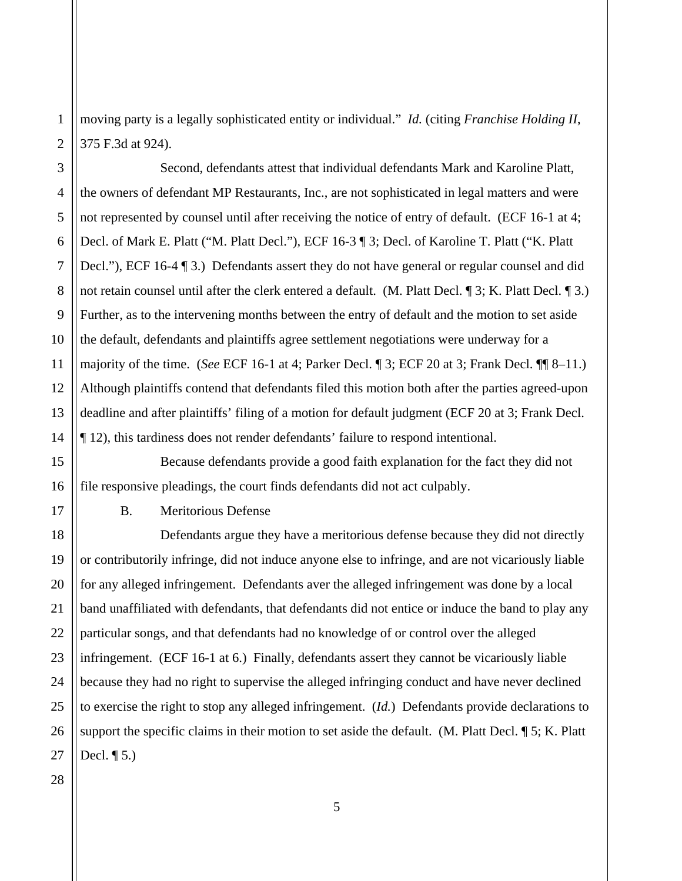moving party is a legally sophisticated entity or individual." *Id.* (citing *Franchise Holding II*, 375 F.3d at 924).

Second, defendants attest that individual defendants Mark and Karoline Platt, the owners of defendant MP Restaurants, Inc., are not sophisticated in legal matters and were not represented by counsel until after receiving the notice of entry of default. (ECF 16-1 at 4; Decl. of Mark E. Platt ("M. Platt Decl."), ECF 16-3 ¶ 3; Decl. of Karoline T. Platt ("K. Platt Decl."), ECF 16-4 ¶ 3.) Defendants assert they do not have general or regular counsel and did not retain counsel until after the clerk entered a default. (M. Platt Decl. ¶ 3; K. Platt Decl. ¶ 3.) Further, as to the intervening months between the entry of default and the motion to set aside the default, defendants and plaintiffs agree settlement negotiations were underway for a majority of the time. (*See* ECF 16-1 at 4; Parker Decl. ¶ 3; ECF 20 at 3; Frank Decl. ¶¶ 8–11.) Although plaintiffs contend that defendants filed this motion both after the parties agreed-upon deadline and after plaintiffs' filing of a motion for default judgment (ECF 20 at 3; Frank Decl. ¶ 12), this tardiness does not render defendants' failure to respond intentional.

Because defendants provide a good faith explanation for the fact they did not file responsive pleadings, the court finds defendants did not act culpably.

B. Meritorious Defense

Defendants argue they have a meritorious defense because they did not directly or contributorily infringe, did not induce anyone else to infringe, and are not vicariously liable for any alleged infringement. Defendants aver the alleged infringement was done by a local band unaffiliated with defendants, that defendants did not entice or induce the band to play any particular songs, and that defendants had no knowledge of or control over the alleged infringement. (ECF 16-1 at 6.) Finally, defendants assert they cannot be vicariously liable because they had no right to supervise the alleged infringing conduct and have never declined to exercise the right to stop any alleged infringement. (*Id.*) Defendants provide declarations to support the specific claims in their motion to set aside the default. (M. Platt Decl. ¶ 5; K. Platt Decl. ¶ 5.)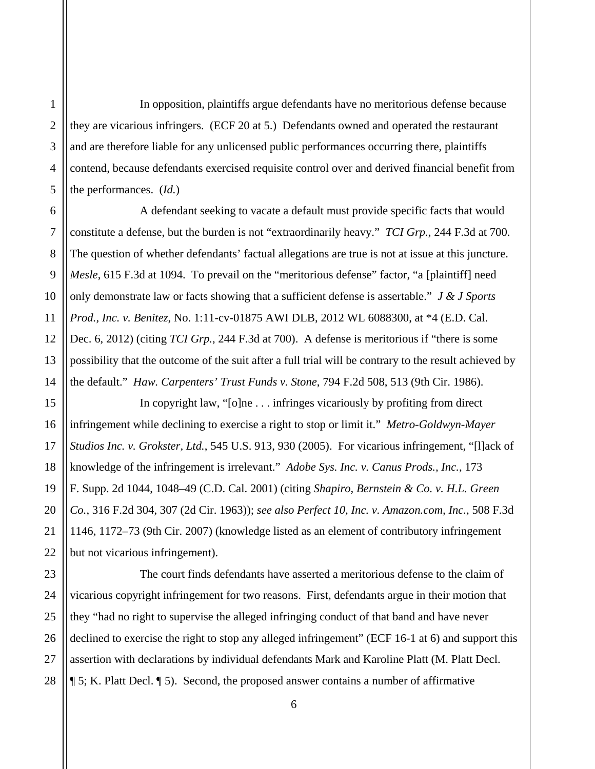In opposition, plaintiffs argue defendants have no meritorious defense because they are vicarious infringers. (ECF 20 at 5.) Defendants owned and operated the restaurant and are therefore liable for any unlicensed public performances occurring there, plaintiffs contend, because defendants exercised requisite control over and derived financial benefit from the performances. (*Id.*)

A defendant seeking to vacate a default must provide specific facts that would constitute a defense, but the burden is not "extraordinarily heavy." *TCI Grp.*, 244 F.3d at 700. The question of whether defendants' factual allegations are true is not at issue at this juncture. *Mesle*, 615 F.3d at 1094. To prevail on the "meritorious defense" factor, "a [plaintiff] need only demonstrate law or facts showing that a sufficient defense is assertable." *J & J Sports Prod., Inc. v. Benitez*, No. 1:11-cv-01875 AWI DLB, 2012 WL 6088300, at *4 (E.D. Cal. Dec. 6, 2012) (citing *TCI Grp.*, 244 F.3d at 700). A defense is meritorious if "there is some possibility that the outcome of the suit after a full trial will be contrary to the result achieved by the default." *Haw. Carpenters' Trust Funds v. Stone*, 794 F.2d 508, 513 (9th Cir. 1986).

In copyright law, "[o]ne . . . infringes vicariously by profiting from direct infringement while declining to exercise a right to stop or limit it." *Metro-Goldwyn-Mayer Studios Inc. v. Grokster, Ltd.*, 545 U.S. 913, 930 (2005). For vicarious infringement, "[l]ack of knowledge of the infringement is irrelevant." *Adobe Sys. Inc. v. Canus Prods., Inc.*, 173 F. Supp. 2d 1044, 1048–49 (C.D. Cal. 2001) (citing *Shapiro, Bernstein & Co. v. H.L. Green Co.*, 316 F.2d 304, 307 (2d Cir. 1963)); *see also Perfect 10, Inc. v. Amazon.com, Inc.*, 508 F.3d 1146, 1172–73 (9th Cir. 2007) (knowledge listed as an element of contributory infringement but not vicarious infringement).

The court finds defendants have asserted a meritorious defense to the claim of vicarious copyright infringement for two reasons. First, defendants argue in their motion that they "had no right to supervise the alleged infringing conduct of that band and have never declined to exercise the right to stop any alleged infringement" (ECF 16-1 at 6) and support this assertion with declarations by individual defendants Mark and Karoline Platt (M. Platt Decl. ¶ 5; K. Platt Decl. ¶ 5). Second, the proposed answer contains a number of affirmative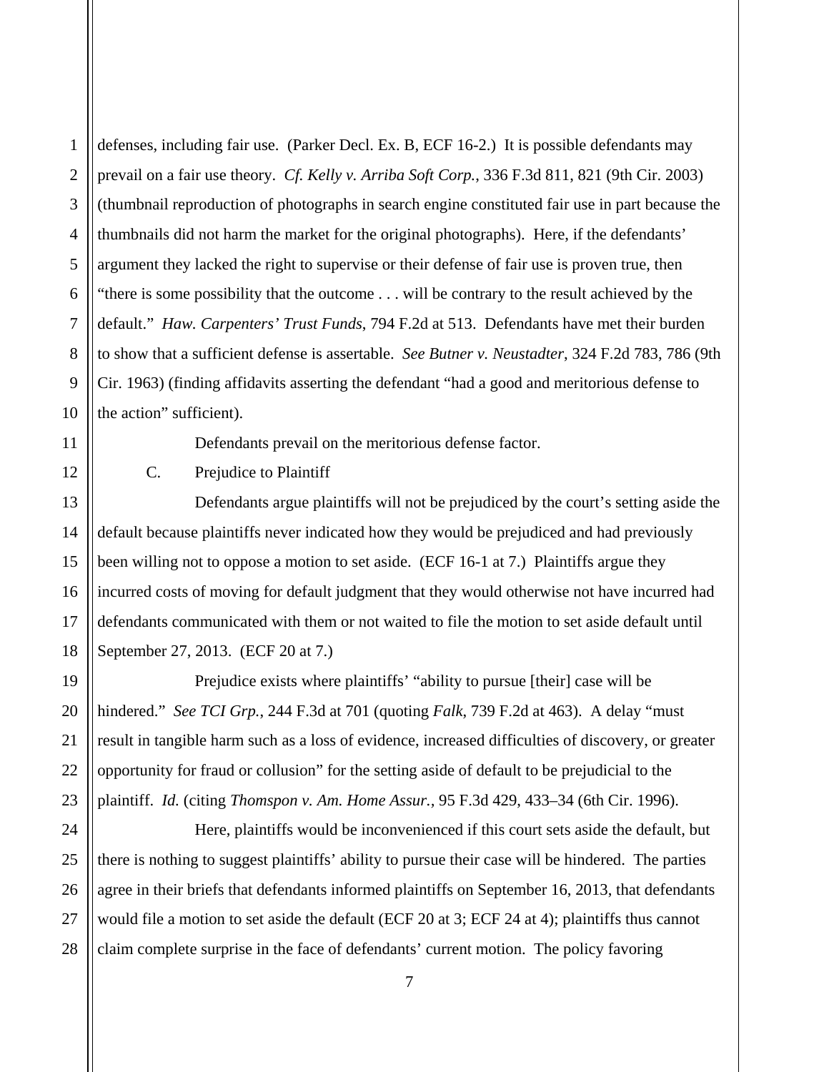defenses, including fair use. (Parker Decl. Ex. B, ECF 16-2.) It is possible defendants may prevail on a fair use theory. *Cf. Kelly v. Arriba Soft Corp.*, 336 F.3d 811, 821 (9th Cir. 2003) (thumbnail reproduction of photographs in search engine constituted fair use in part because the thumbnails did not harm the market for the original photographs). Here, if the defendants' argument they lacked the right to supervise or their defense of fair use is proven true, then "there is some possibility that the outcome . . . will be contrary to the result achieved by the default." *Haw. Carpenters' Trust Funds*, 794 F.2d at 513. Defendants have met their burden to show that a sufficient defense is assertable. *See Butner v. Neustadter*, 324 F.2d 783, 786 (9th Cir. 1963) (finding affidavits asserting the defendant "had a good and meritorious defense to the action" sufficient).

Defendants prevail on the meritorious defense factor.

C. Prejudice to Plaintiff

Defendants argue plaintiffs will not be prejudiced by the court's setting aside the default because plaintiffs never indicated how they would be prejudiced and had previously been willing not to oppose a motion to set aside. (ECF 16-1 at 7.) Plaintiffs argue they incurred costs of moving for default judgment that they would otherwise not have incurred had defendants communicated with them or not waited to file the motion to set aside default until September 27, 2013. (ECF 20 at 7.)

Prejudice exists where plaintiffs' "ability to pursue [their] case will be hindered." *See TCI Grp.*, 244 F.3d at 701 (quoting *Falk*, 739 F.2d at 463). A delay "must result in tangible harm such as a loss of evidence, increased difficulties of discovery, or greater opportunity for fraud or collusion" for the setting aside of default to be prejudicial to the plaintiff. *Id.* (citing *Thomspon v. Am. Home Assur.*, 95 F.3d 429, 433–34 (6th Cir. 1996).

Here, plaintiffs would be inconvenienced if this court sets aside the default, but there is nothing to suggest plaintiffs' ability to pursue their case will be hindered. The parties agree in their briefs that defendants informed plaintiffs on September 16, 2013, that defendants would file a motion to set aside the default (ECF 20 at 3; ECF 24 at 4); plaintiffs thus cannot claim complete surprise in the face of defendants' current motion. The policy favoring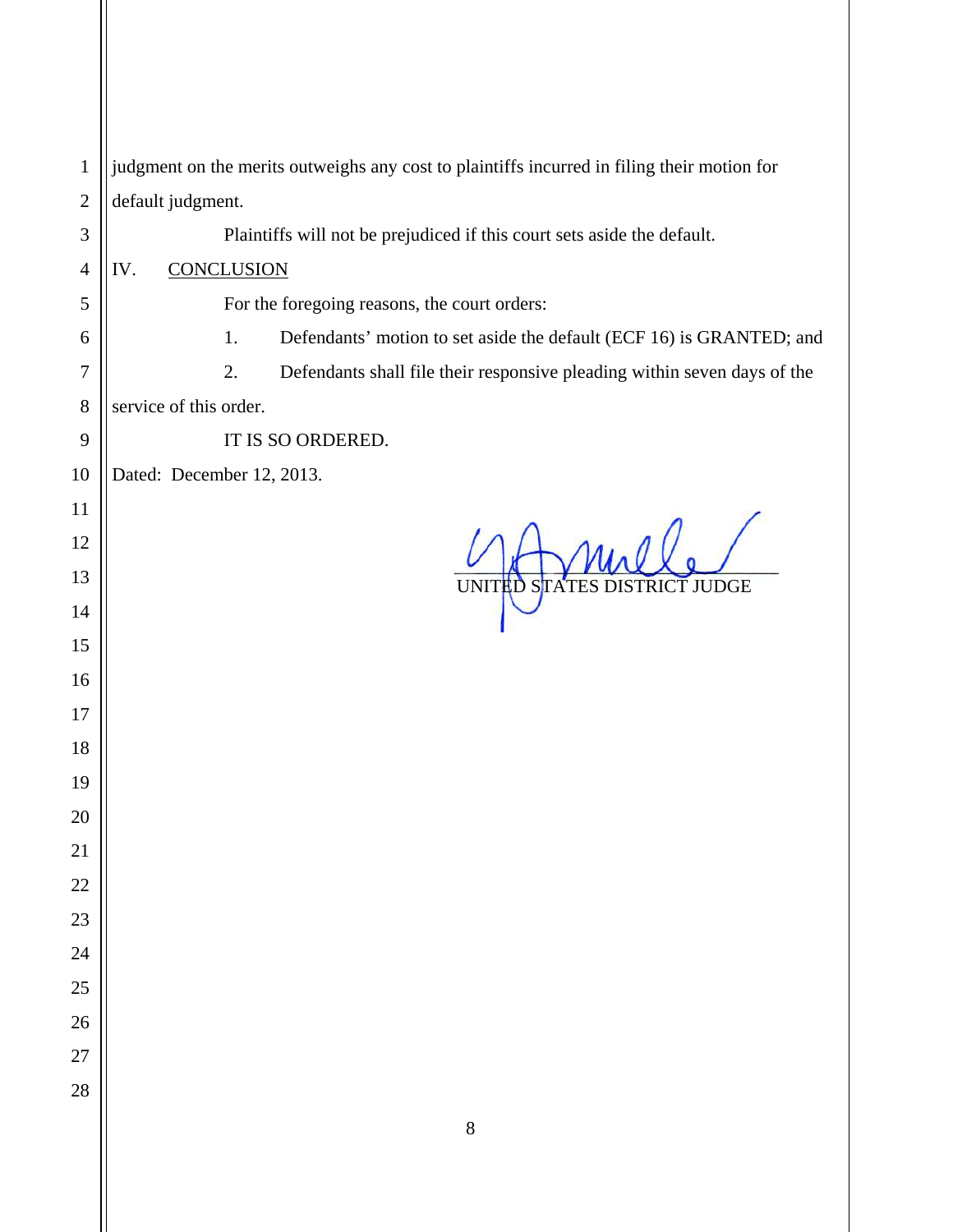judgment on the merits outweighs any cost to plaintiffs incurred in filing their motion for default judgment.

Plaintiffs will not be prejudiced if this court sets aside the default.

## IV. CONCLUSION

For the foregoing reasons, the court orders:

1. Defendants' motion to set aside the default (ECF 16) is GRANTED; and
2. Defendants shall file their responsive pleading within seven days of the service of this order.

IT IS SO ORDERED.

Dated: December 12, 2013.

UNITED STATES DISTRICT JUDGE